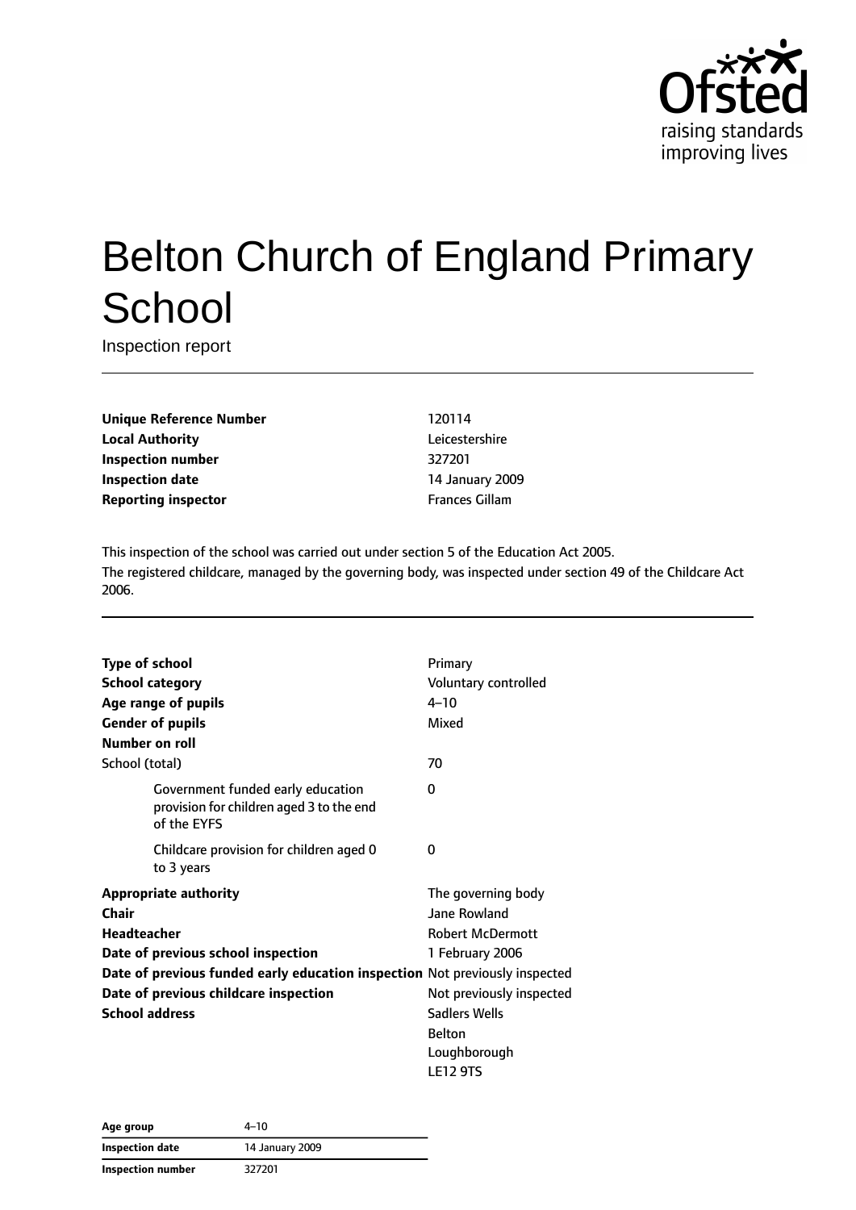Ofsted
raising standards
improving lives

# Belton Church of England Primary School

Inspection report

| | |
|---|---|
| **Unique Reference Number** | 120114 |
| **Local Authority** | Leicestershire |
| **Inspection number** | 327201 |
| **Inspection date** | 14 January 2009 |
| **Reporting inspector** | Frances Gillam |

This inspection of the school was carried out under section 5 of the Education Act 2005.
The registered childcare, managed by the governing body, was inspected under section 49 of the Childcare Act 2006.

| | |
|---|---|
| **Type of school** | Primary |
| **School category** | Voluntary controlled |
| **Age range of pupils** | 4–10 |
| **Gender of pupils** | Mixed |
| **Number on roll** | |
| School (total) | 70 |
| Government funded early education provision for children aged 3 to the end of the EYFS | 0 |
| Childcare provision for children aged 0 to 3 years | 0 |
| **Appropriate authority** | The governing body |
| **Chair** | Jane Rowland |
| **Headteacher** | Robert McDermott |
| **Date of previous school inspection** | 1 February 2006 |
| **Date of previous funded early education inspection** | Not previously inspected |
| **Date of previous childcare inspection** | Not previously inspected |
| **School address** | Sadlers Wells<br>Belton<br>Loughborough<br>LE12 9TS |

| | |
|---|---|
| **Age group** | 4–10 |
| **Inspection date** | 14 January 2009 |
| **Inspection number** | 327201 |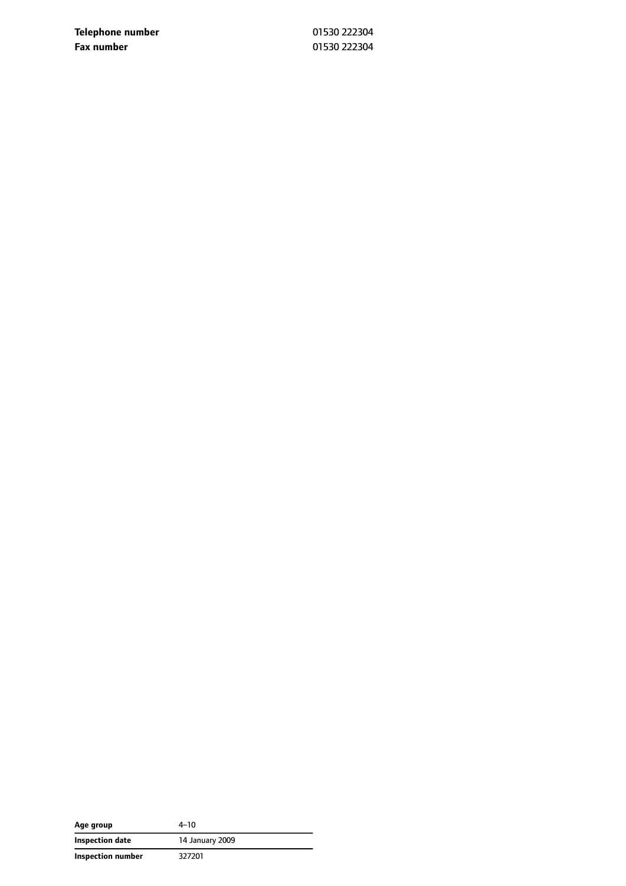| | |
|---|---|
| **Telephone number** | 01530 222304 |
| **Fax number** | 01530 222304 |

| | |
|---|---|
| **Age group** | 4–10 |
| **Inspection date** | 14 January 2009 |
| **Inspection number** | 327201 |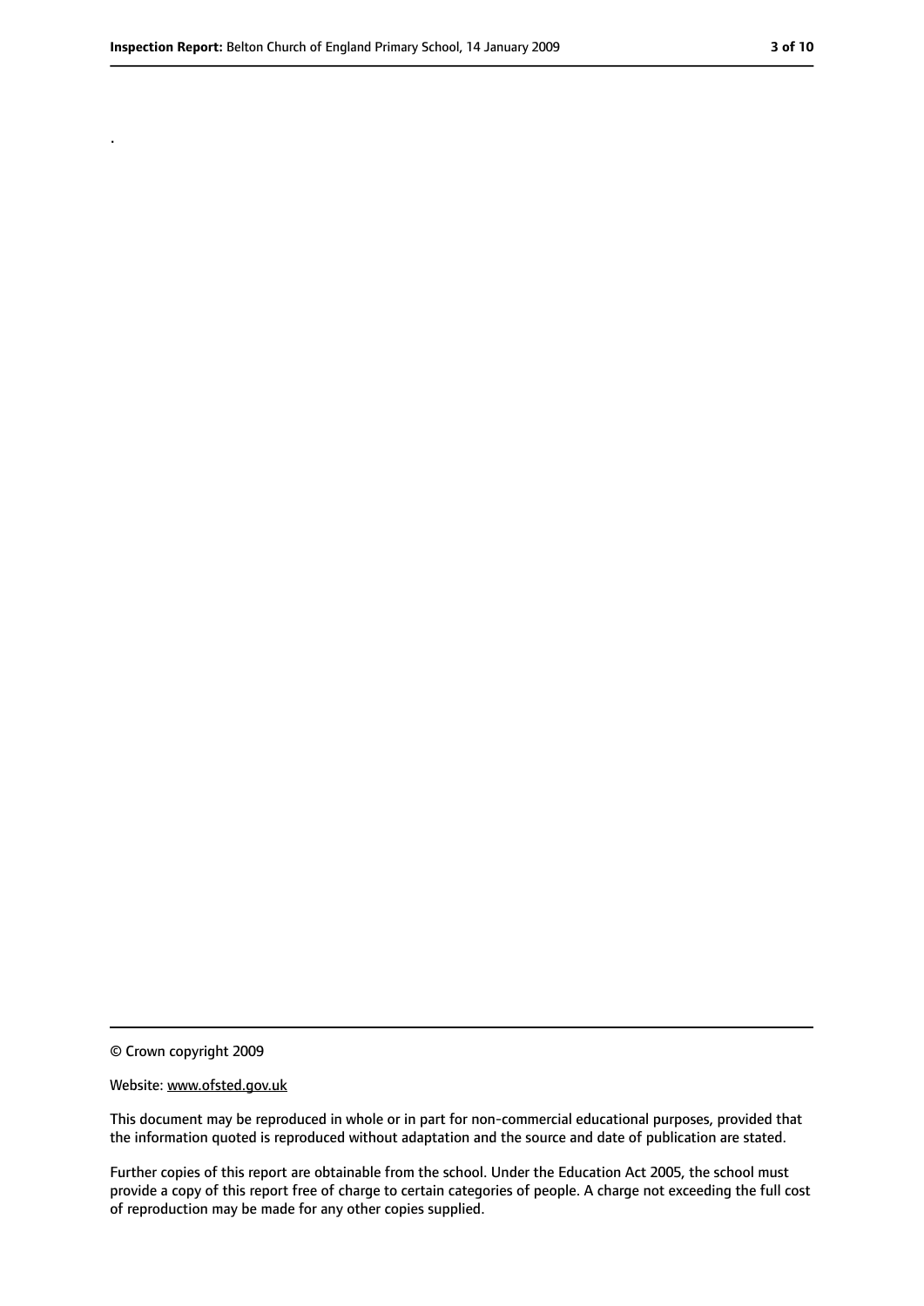.

© Crown copyright 2009

Website: www.ofsted.gov.uk

This document may be reproduced in whole or in part for non-commercial educational purposes, provided that the information quoted is reproduced without adaptation and the source and date of publication are stated.

Further copies of this report are obtainable from the school. Under the Education Act 2005, the school must provide a copy of this report free of charge to certain categories of people. A charge not exceeding the full cost of reproduction may be made for any other copies supplied.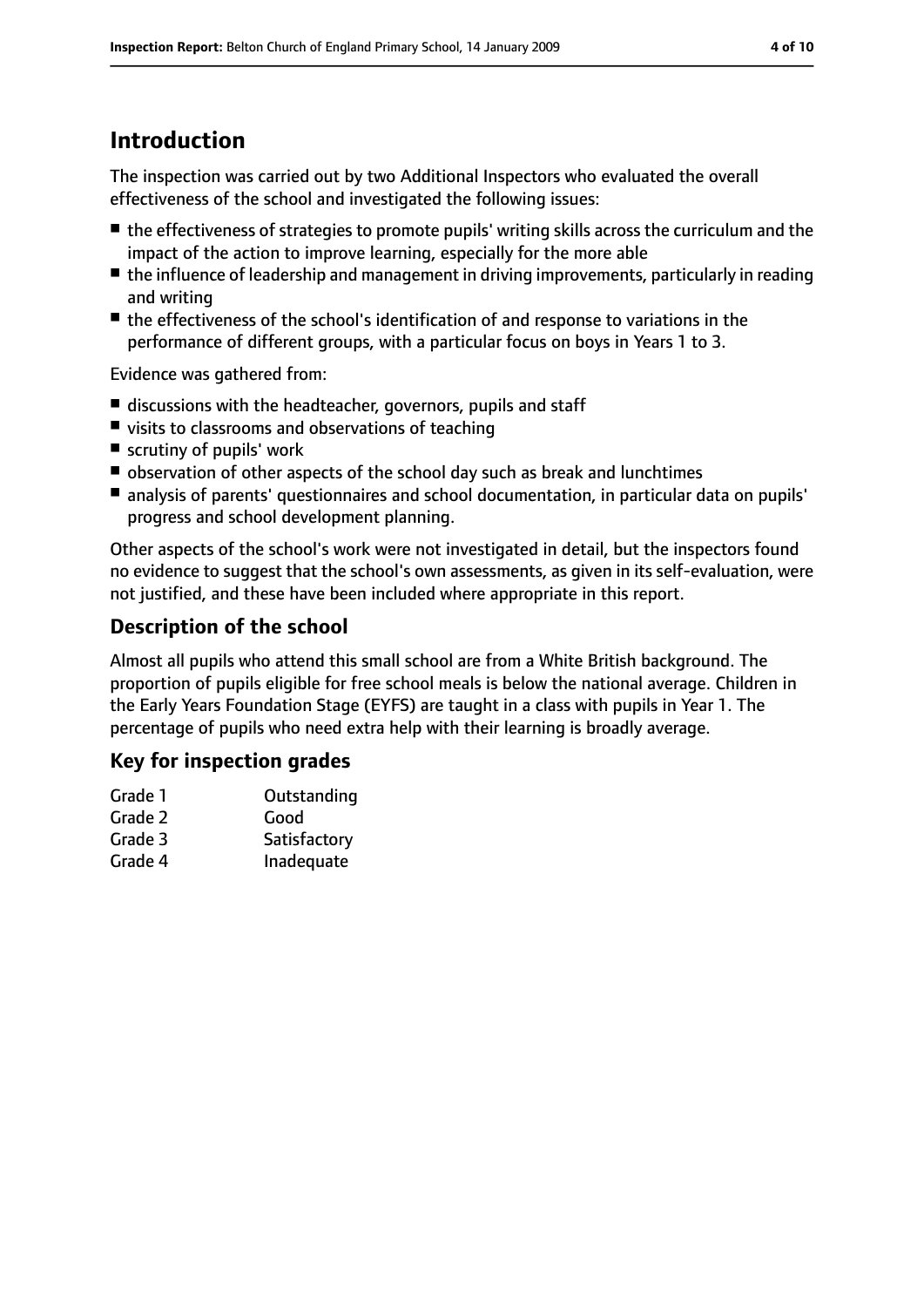# Introduction

The inspection was carried out by two Additional Inspectors who evaluated the overall effectiveness of the school and investigated the following issues:

- the effectiveness of strategies to promote pupils' writing skills across the curriculum and the impact of the action to improve learning, especially for the more able
- the influence of leadership and management in driving improvements, particularly in reading and writing
- the effectiveness of the school's identification of and response to variations in the performance of different groups, with a particular focus on boys in Years 1 to 3.

Evidence was gathered from:

- discussions with the headteacher, governors, pupils and staff
- visits to classrooms and observations of teaching
- scrutiny of pupils' work
- observation of other aspects of the school day such as break and lunchtimes
- analysis of parents' questionnaires and school documentation, in particular data on pupils' progress and school development planning.

Other aspects of the school's work were not investigated in detail, but the inspectors found no evidence to suggest that the school's own assessments, as given in its self-evaluation, were not justified, and these have been included where appropriate in this report.

## Description of the school

Almost all pupils who attend this small school are from a White British background. The proportion of pupils eligible for free school meals is below the national average. Children in the Early Years Foundation Stage (EYFS) are taught in a class with pupils in Year 1. The percentage of pupils who need extra help with their learning is broadly average.

## Key for inspection grades

| | |
|---|---|
| Grade 1 | Outstanding |
| Grade 2 | Good |
| Grade 3 | Satisfactory |
| Grade 4 | Inadequate |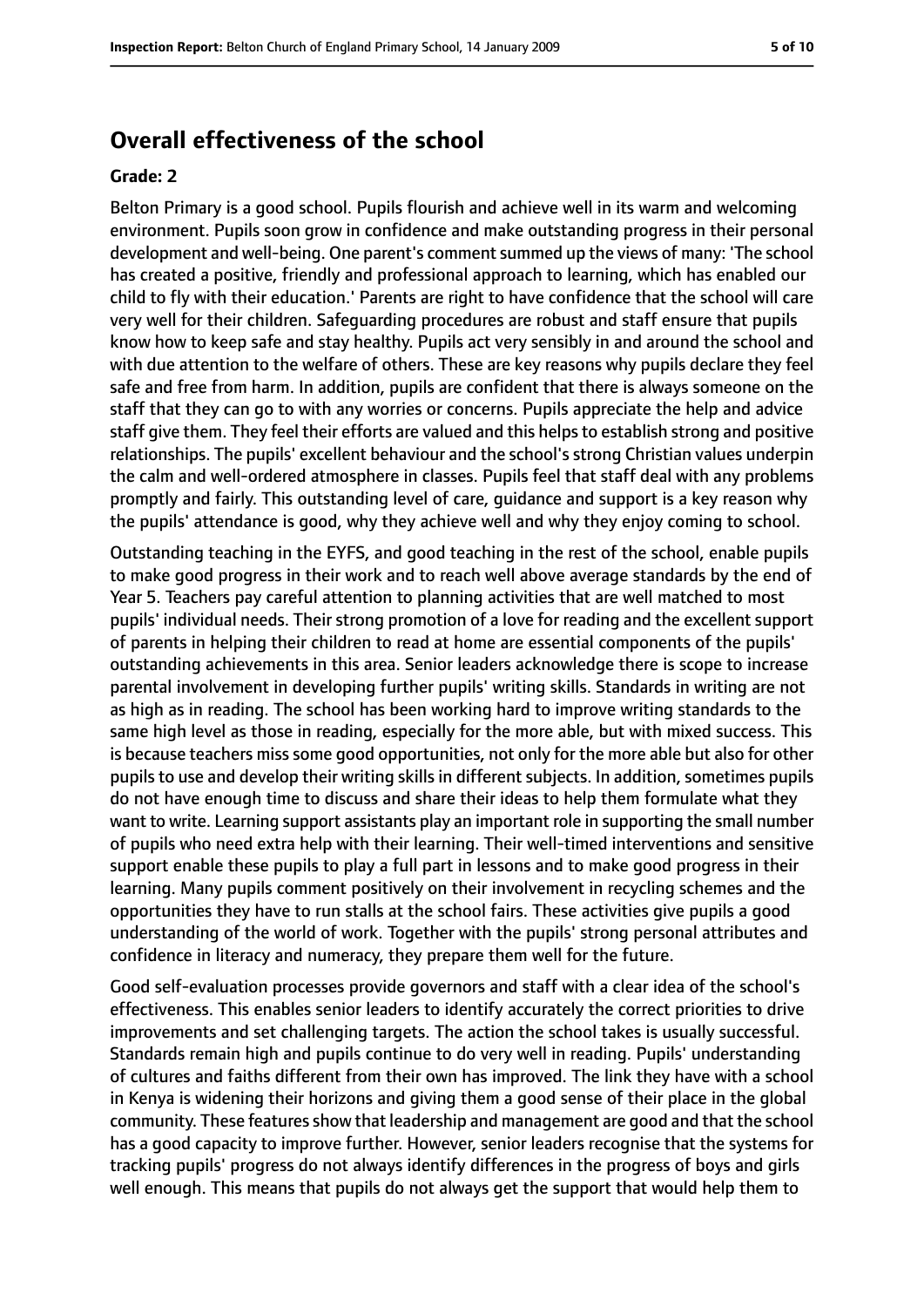## Overall effectiveness of the school

### Grade: 2

Belton Primary is a good school. Pupils flourish and achieve well in its warm and welcoming environment. Pupils soon grow in confidence and make outstanding progress in their personal development and well-being. One parent's comment summed up the views of many: 'The school has created a positive, friendly and professional approach to learning, which has enabled our child to fly with their education.' Parents are right to have confidence that the school will care very well for their children. Safeguarding procedures are robust and staff ensure that pupils know how to keep safe and stay healthy. Pupils act very sensibly in and around the school and with due attention to the welfare of others. These are key reasons why pupils declare they feel safe and free from harm. In addition, pupils are confident that there is always someone on the staff that they can go to with any worries or concerns. Pupils appreciate the help and advice staff give them. They feel their efforts are valued and this helps to establish strong and positive relationships. The pupils' excellent behaviour and the school's strong Christian values underpin the calm and well-ordered atmosphere in classes. Pupils feel that staff deal with any problems promptly and fairly. This outstanding level of care, guidance and support is a key reason why the pupils' attendance is good, why they achieve well and why they enjoy coming to school.

Outstanding teaching in the EYFS, and good teaching in the rest of the school, enable pupils to make good progress in their work and to reach well above average standards by the end of Year 5. Teachers pay careful attention to planning activities that are well matched to most pupils' individual needs. Their strong promotion of a love for reading and the excellent support of parents in helping their children to read at home are essential components of the pupils' outstanding achievements in this area. Senior leaders acknowledge there is scope to increase parental involvement in developing further pupils' writing skills. Standards in writing are not as high as in reading. The school has been working hard to improve writing standards to the same high level as those in reading, especially for the more able, but with mixed success. This is because teachers miss some good opportunities, not only for the more able but also for other pupils to use and develop their writing skills in different subjects. In addition, sometimes pupils do not have enough time to discuss and share their ideas to help them formulate what they want to write. Learning support assistants play an important role in supporting the small number of pupils who need extra help with their learning. Their well-timed interventions and sensitive support enable these pupils to play a full part in lessons and to make good progress in their learning. Many pupils comment positively on their involvement in recycling schemes and the opportunities they have to run stalls at the school fairs. These activities give pupils a good understanding of the world of work. Together with the pupils' strong personal attributes and confidence in literacy and numeracy, they prepare them well for the future.

Good self-evaluation processes provide governors and staff with a clear idea of the school's effectiveness. This enables senior leaders to identify accurately the correct priorities to drive improvements and set challenging targets. The action the school takes is usually successful. Standards remain high and pupils continue to do very well in reading. Pupils' understanding of cultures and faiths different from their own has improved. The link they have with a school in Kenya is widening their horizons and giving them a good sense of their place in the global community. These features show that leadership and management are good and that the school has a good capacity to improve further. However, senior leaders recognise that the systems for tracking pupils' progress do not always identify differences in the progress of boys and girls well enough. This means that pupils do not always get the support that would help them to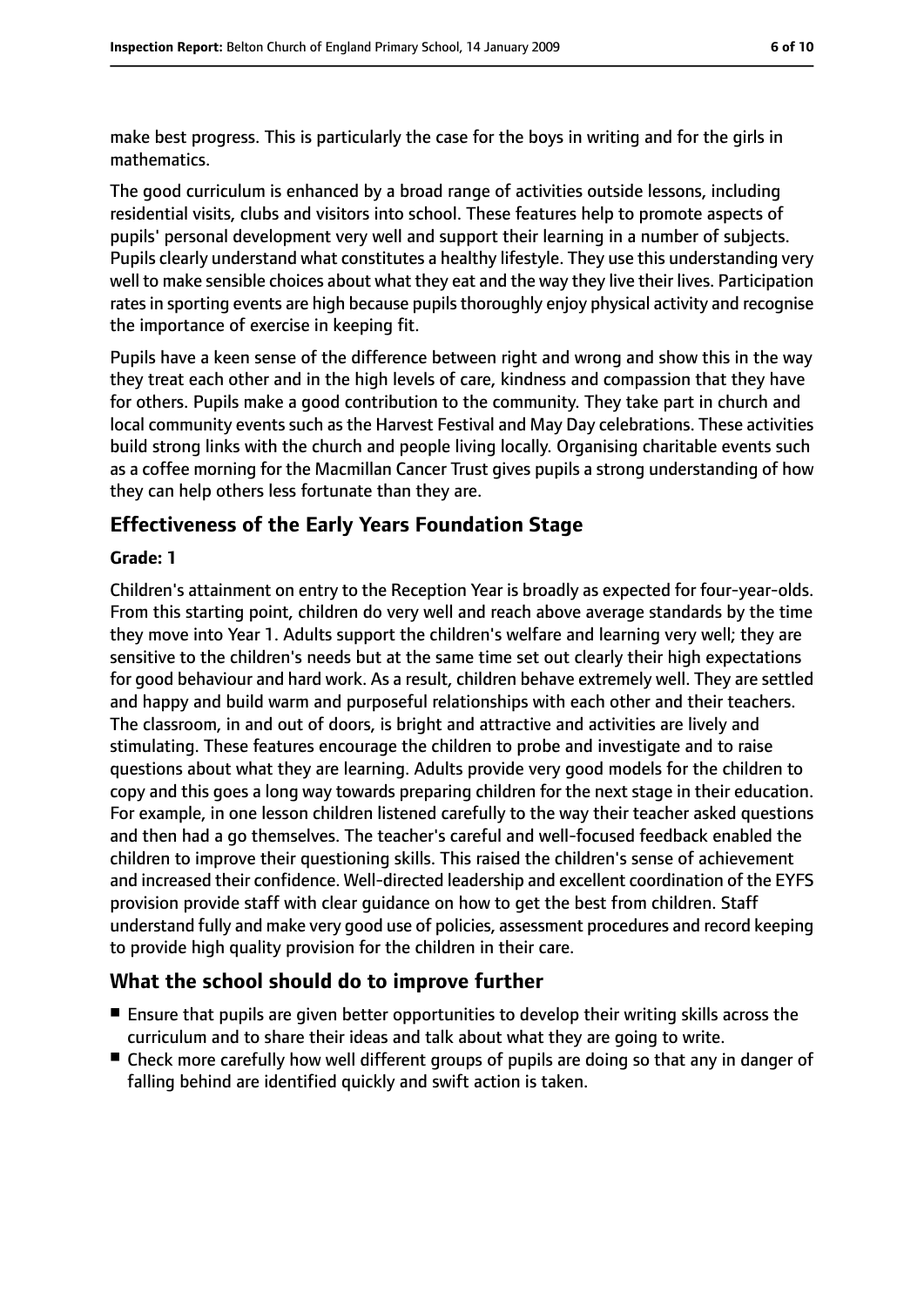make best progress. This is particularly the case for the boys in writing and for the girls in mathematics.

The good curriculum is enhanced by a broad range of activities outside lessons, including residential visits, clubs and visitors into school. These features help to promote aspects of pupils' personal development very well and support their learning in a number of subjects. Pupils clearly understand what constitutes a healthy lifestyle. They use this understanding very well to make sensible choices about what they eat and the way they live their lives. Participation rates in sporting events are high because pupils thoroughly enjoy physical activity and recognise the importance of exercise in keeping fit.

Pupils have a keen sense of the difference between right and wrong and show this in the way they treat each other and in the high levels of care, kindness and compassion that they have for others. Pupils make a good contribution to the community. They take part in church and local community events such as the Harvest Festival and May Day celebrations. These activities build strong links with the church and people living locally. Organising charitable events such as a coffee morning for the Macmillan Cancer Trust gives pupils a strong understanding of how they can help others less fortunate than they are.

## Effectiveness of the Early Years Foundation Stage

**Grade: 1**

Children's attainment on entry to the Reception Year is broadly as expected for four-year-olds. From this starting point, children do very well and reach above average standards by the time they move into Year 1. Adults support the children's welfare and learning very well; they are sensitive to the children's needs but at the same time set out clearly their high expectations for good behaviour and hard work. As a result, children behave extremely well. They are settled and happy and build warm and purposeful relationships with each other and their teachers. The classroom, in and out of doors, is bright and attractive and activities are lively and stimulating. These features encourage the children to probe and investigate and to raise questions about what they are learning. Adults provide very good models for the children to copy and this goes a long way towards preparing children for the next stage in their education. For example, in one lesson children listened carefully to the way their teacher asked questions and then had a go themselves. The teacher's careful and well-focused feedback enabled the children to improve their questioning skills. This raised the children's sense of achievement and increased their confidence. Well-directed leadership and excellent coordination of the EYFS provision provide staff with clear guidance on how to get the best from children. Staff understand fully and make very good use of policies, assessment procedures and record keeping to provide high quality provision for the children in their care.

## What the school should do to improve further

- Ensure that pupils are given better opportunities to develop their writing skills across the curriculum and to share their ideas and talk about what they are going to write.
- Check more carefully how well different groups of pupils are doing so that any in danger of falling behind are identified quickly and swift action is taken.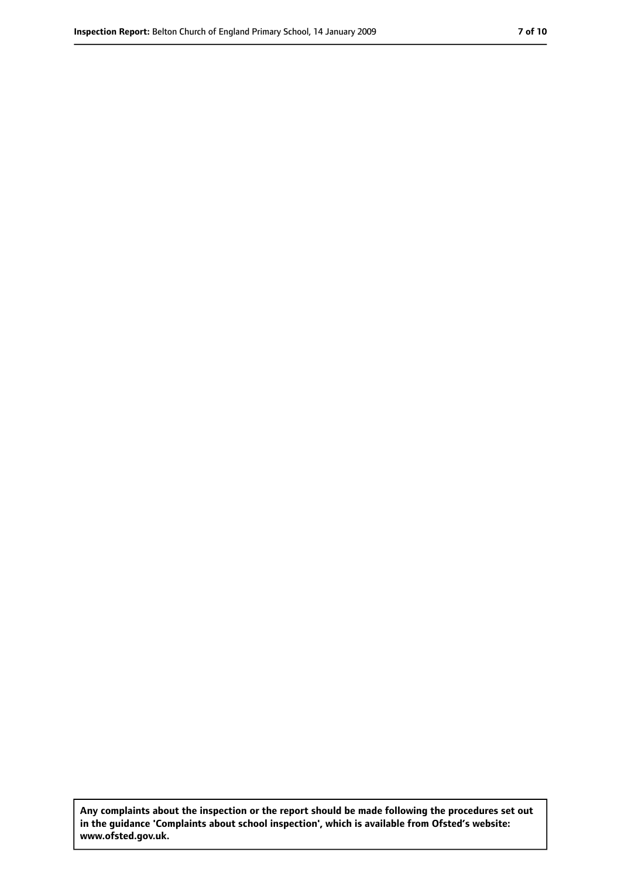**Any complaints about the inspection or the report should be made following the procedures set out in the guidance 'Complaints about school inspection', which is available from Ofsted's website: www.ofsted.gov.uk.**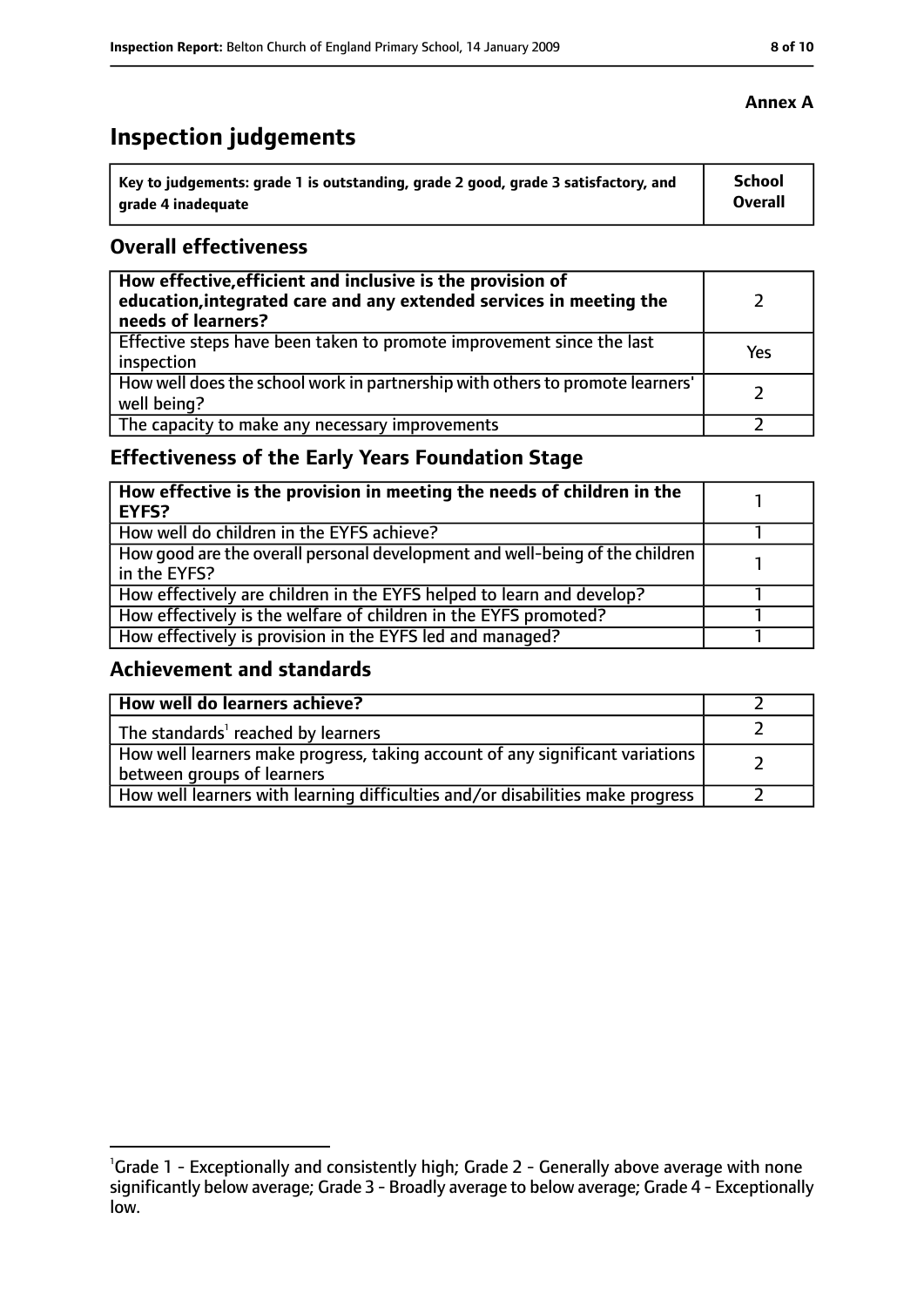**Annex A**

# Inspection judgements

| Key to judgements: grade 1 is outstanding, grade 2 good, grade 3 satisfactory, and grade 4 inadequate | School Overall |
|---|---|

## Overall effectiveness

| | |
|---|---|
| **How effective, efficient and inclusive is the provision of education, integrated care and any extended services in meeting the needs of learners?** | 2 |
| Effective steps have been taken to promote improvement since the last inspection | Yes |
| How well does the school work in partnership with others to promote learners' well being? | 2 |
| The capacity to make any necessary improvements | 2 |

## Effectiveness of the Early Years Foundation Stage

| | |
|---|---|
| **How effective is the provision in meeting the needs of children in the EYFS?** | 1 |
| How well do children in the EYFS achieve? | 1 |
| How good are the overall personal development and well-being of the children in the EYFS? | 1 |
| How effectively are children in the EYFS helped to learn and develop? | 1 |
| How effectively is the welfare of children in the EYFS promoted? | 1 |
| How effectively is provision in the EYFS led and managed? | 1 |

## Achievement and standards

| | |
|---|---|
| **How well do learners achieve?** | 2 |
| The standards[1] reached by learners | 2 |
| How well learners make progress, taking account of any significant variations between groups of learners | 2 |
| How well learners with learning difficulties and/or disabilities make progress | 2 |

[1]Grade 1 - Exceptionally and consistently high; Grade 2 - Generally above average with none significantly below average; Grade 3 - Broadly average to below average; Grade 4 - Exceptionally low.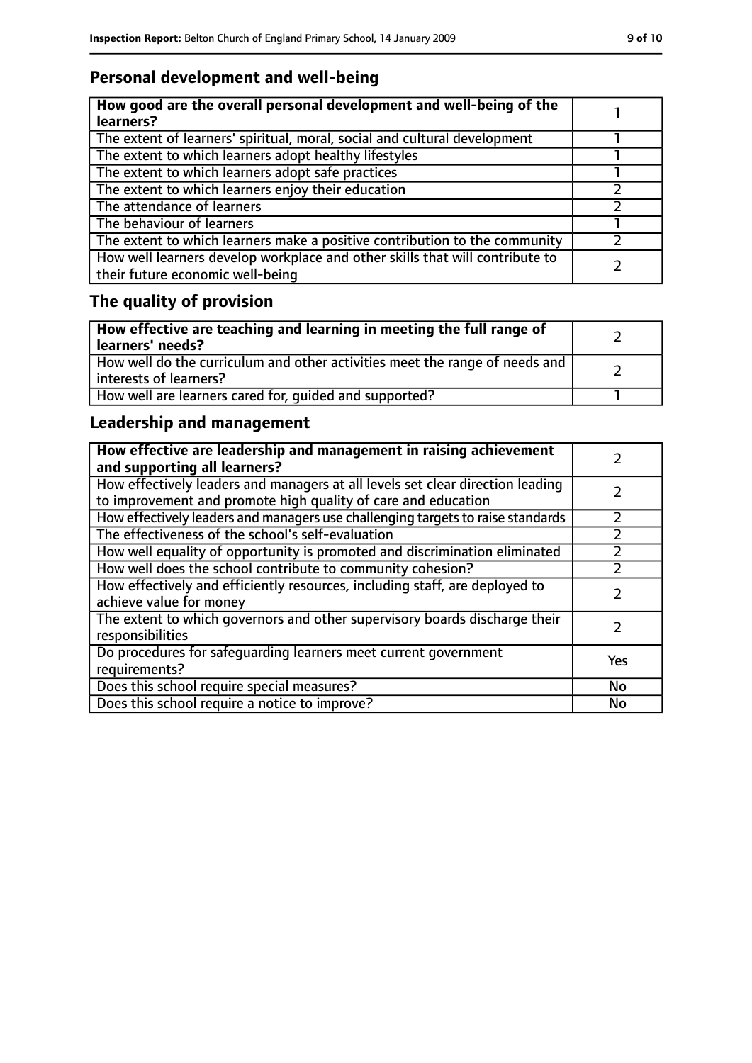## Personal development and well-being

| **How good are the overall personal development and well-being of the learners?** | 1 |
|---|---|
| The extent of learners' spiritual, moral, social and cultural development | 1 |
| The extent to which learners adopt healthy lifestyles | 1 |
| The extent to which learners adopt safe practices | 1 |
| The extent to which learners enjoy their education | 2 |
| The attendance of learners | 2 |
| The behaviour of learners | 1 |
| The extent to which learners make a positive contribution to the community | 2 |
| How well learners develop workplace and other skills that will contribute to their future economic well-being | 2 |

## The quality of provision

| **How effective are teaching and learning in meeting the full range of learners' needs?** | 2 |
|---|---|
| How well do the curriculum and other activities meet the range of needs and interests of learners? | 2 |
| How well are learners cared for, guided and supported? | 1 |

## Leadership and management

| **How effective are leadership and management in raising achievement and supporting all learners?** | 2 |
|---|---|
| How effectively leaders and managers at all levels set clear direction leading to improvement and promote high quality of care and education | 2 |
| How effectively leaders and managers use challenging targets to raise standards | 2 |
| The effectiveness of the school's self-evaluation | 2 |
| How well equality of opportunity is promoted and discrimination eliminated | 2 |
| How well does the school contribute to community cohesion? | 2 |
| How effectively and efficiently resources, including staff, are deployed to achieve value for money | 2 |
| The extent to which governors and other supervisory boards discharge their responsibilities | 2 |
| Do procedures for safeguarding learners meet current government requirements? | Yes |
| Does this school require special measures? | No |
| Does this school require a notice to improve? | No |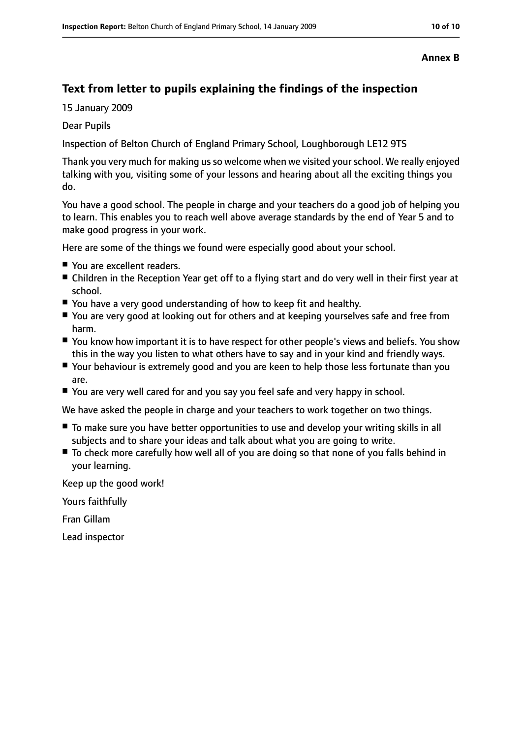**Annex B**

## Text from letter to pupils explaining the findings of the inspection

15 January 2009

Dear Pupils

Inspection of Belton Church of England Primary School, Loughborough LE12 9TS

Thank you very much for making us so welcome when we visited your school. We really enjoyed talking with you, visiting some of your lessons and hearing about all the exciting things you do.

You have a good school. The people in charge and your teachers do a good job of helping you to learn. This enables you to reach well above average standards by the end of Year 5 and to make good progress in your work.

Here are some of the things we found were especially good about your school.

- You are excellent readers.
- Children in the Reception Year get off to a flying start and do very well in their first year at school.
- You have a very good understanding of how to keep fit and healthy.
- You are very good at looking out for others and at keeping yourselves safe and free from harm.
- You know how important it is to have respect for other people's views and beliefs. You show this in the way you listen to what others have to say and in your kind and friendly ways.
- Your behaviour is extremely good and you are keen to help those less fortunate than you are.
- You are very well cared for and you say you feel safe and very happy in school.

We have asked the people in charge and your teachers to work together on two things.

- To make sure you have better opportunities to use and develop your writing skills in all subjects and to share your ideas and talk about what you are going to write.
- To check more carefully how well all of you are doing so that none of you falls behind in your learning.

Keep up the good work!

Yours faithfully

Fran Gillam

Lead inspector